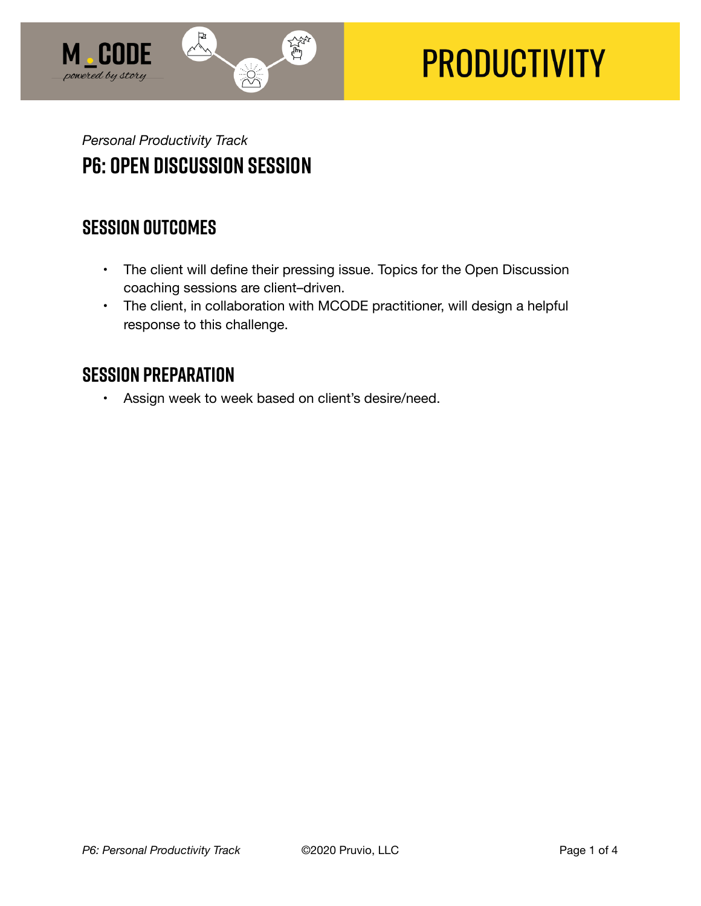# PRODUCTIVITY

*Personal Productivity Track*

## P6: OPEN DISCUSSION SESSION

### SESSION OUTCOMES

- The client will define their pressing issue. Topics for the Open Discussion coaching sessions are client–driven.
- The client, in collaboration with MCODE practitioner, will design a helpful response to this challenge.

### SESSION PREPARATION

- Assign week to week based on client's desire/need.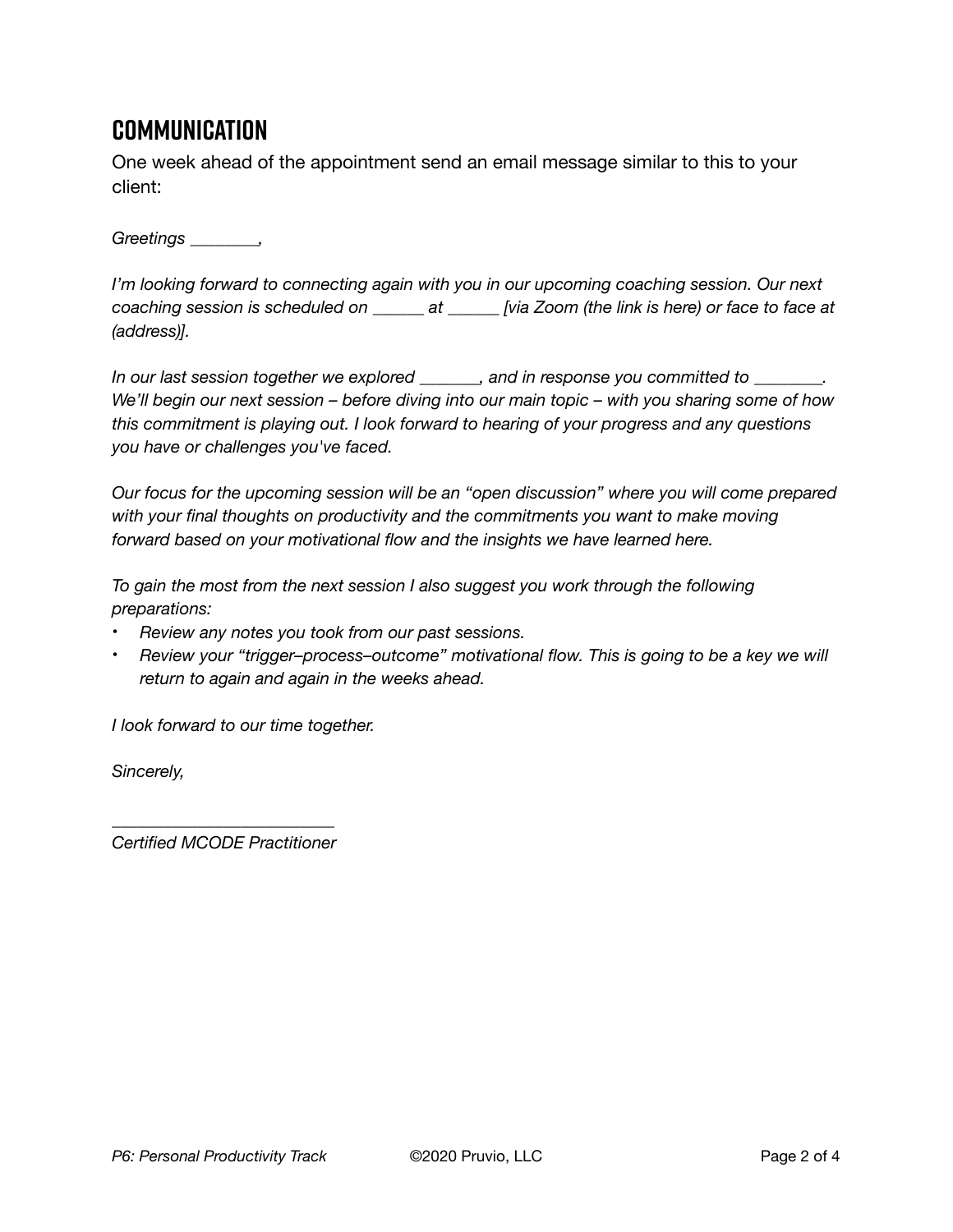## COMMUNICATION

One week ahead of the appointment send an email message similar to this to your client:

*Greetings ________,*

*I'm looking forward to connecting again with you in our upcoming coaching session. Our next coaching session is scheduled on ______ at ______ [via Zoom (the link is here) or face to face at (address)].*

*In our last session together we explored _______, and in response you committed to ________. We'll begin our next session – before diving into our main topic – with you sharing some of how this commitment is playing out. I look forward to hearing of your progress and any questions you have or challenges you've faced.*

*Our focus for the upcoming session will be an "open discussion" where you will come prepared with your final thoughts on productivity and the commitments you want to make moving forward based on your motivational flow and the insights we have learned here.*

*To gain the most from the next session I also suggest you work through the following preparations:*

- *Review any notes you took from our past sessions.*
- *Review your "trigger–process–outcome" motivational flow. This is going to be a key we will return to again and again in the weeks ahead.*

*I look forward to our time together.*

*Sincerely,*

*_________________________*
*Certified MCODE Practitioner*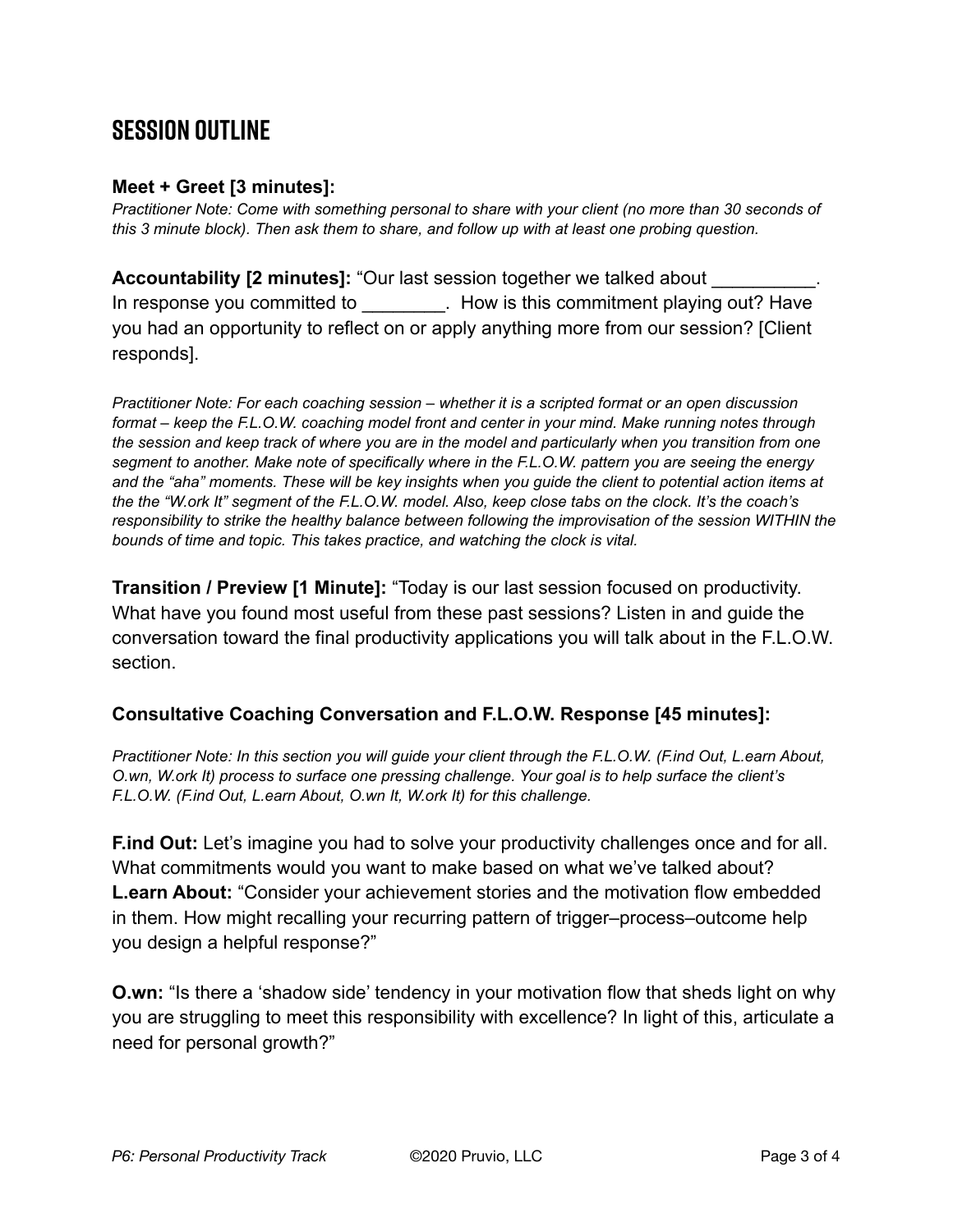## SESSION OUTLINE

**Meet + Greet [3 minutes]:**

*Practitioner Note: Come with something personal to share with your client (no more than 30 seconds of this 3 minute block). Then ask them to share, and follow up with at least one probing question.*

**Accountability [2 minutes]:** "Our last session together we talked about __________. In response you committed to ________. How is this commitment playing out? Have you had an opportunity to reflect on or apply anything more from our session? [Client responds].

*Practitioner Note: For each coaching session – whether it is a scripted format or an open discussion format – keep the F.L.O.W. coaching model front and center in your mind. Make running notes through the session and keep track of where you are in the model and particularly when you transition from one segment to another. Make note of specifically where in the F.L.O.W. pattern you are seeing the energy and the "aha" moments. These will be key insights when you guide the client to potential action items at the the "W.ork It" segment of the F.L.O.W. model. Also, keep close tabs on the clock. It's the coach's responsibility to strike the healthy balance between following the improvisation of the session WITHIN the bounds of time and topic. This takes practice, and watching the clock is vital.*

**Transition / Preview [1 Minute]:** "Today is our last session focused on productivity. What have you found most useful from these past sessions? Listen in and guide the conversation toward the final productivity applications you will talk about in the F.L.O.W. section.

**Consultative Coaching Conversation and F.L.O.W. Response [45 minutes]:**

*Practitioner Note: In this section you will guide your client through the F.L.O.W. (F.ind Out, L.earn About, O.wn, W.ork It) process to surface one pressing challenge. Your goal is to help surface the client's F.L.O.W. (F.ind Out, L.earn About, O.wn It, W.ork It) for this challenge.*

**F.ind Out:** Let's imagine you had to solve your productivity challenges once and for all. What commitments would you want to make based on what we've talked about?
**L.earn About:** "Consider your achievement stories and the motivation flow embedded in them. How might recalling your recurring pattern of trigger–process–outcome help you design a helpful response?"

**O.wn:** "Is there a 'shadow side' tendency in your motivation flow that sheds light on why you are struggling to meet this responsibility with excellence? In light of this, articulate a need for personal growth?"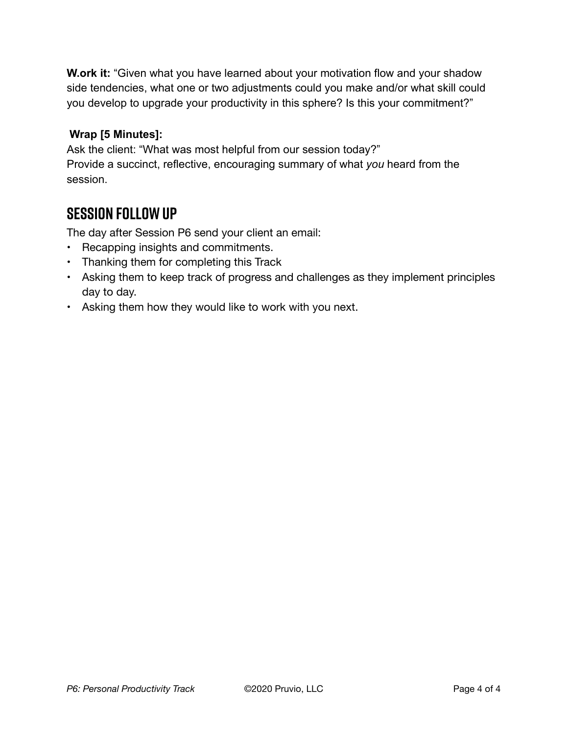**W.ork it:** "Given what you have learned about your motivation flow and your shadow side tendencies, what one or two adjustments could you make and/or what skill could you develop to upgrade your productivity in this sphere? Is this your commitment?"

**Wrap [5 Minutes]:**
Ask the client: "What was most helpful from our session today?"
Provide a succinct, reflective, encouraging summary of what *you* heard from the session.

## SESSION FOLLOW UP

The day after Session P6 send your client an email:

- Recapping insights and commitments.
- Thanking them for completing this Track
- Asking them to keep track of progress and challenges as they implement principles day to day.
- Asking them how they would like to work with you next.